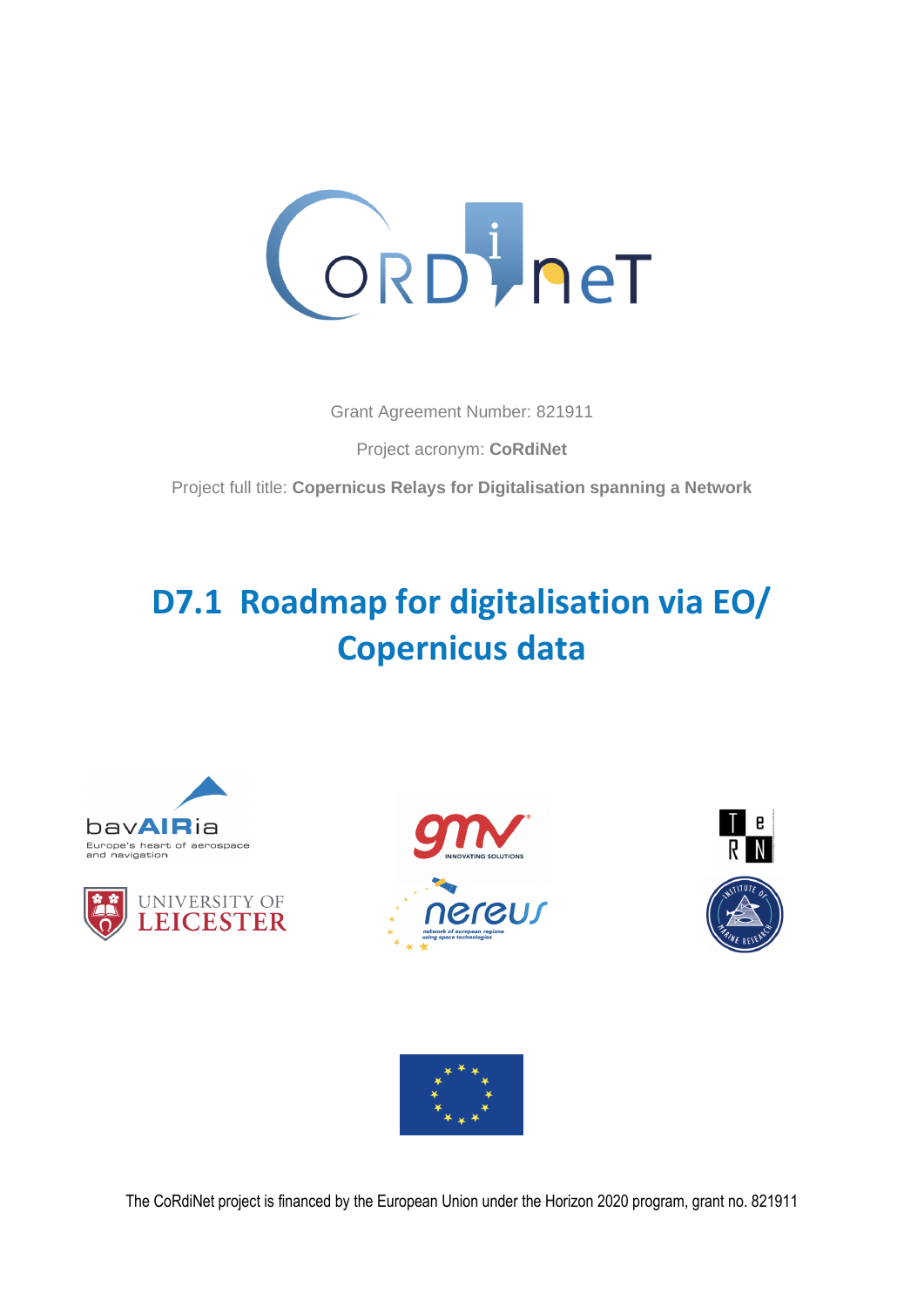Grant Agreement Number: 821911

Project acronym: **CoRdiNet**

Project full title: **Copernicus Relays for Digitalisation spanning a Network**

# D7.1 Roadmap for digitalisation via EO/ Copernicus data

The CoRdiNet project is financed by the European Union under the Horizon 2020 program, grant no. 821911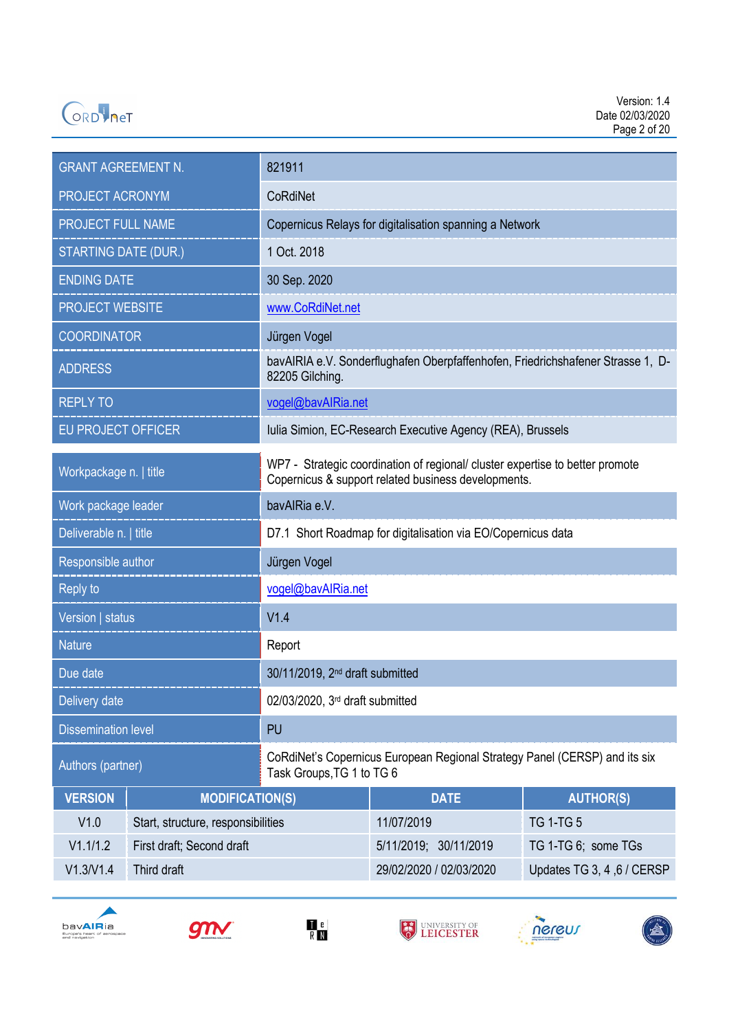| GRANT AGREEMENT N. | 821911 |
|---|---|
| PROJECT ACRONYM | CoRdiNet |
| PROJECT FULL NAME | Copernicus Relays for digitalisation spanning a Network |
| STARTING DATE (DUR.) | 1 Oct. 2018 |
| ENDING DATE | 30 Sep. 2020 |
| PROJECT WEBSITE | www.CoRdiNet.net |
| COORDINATOR | Jürgen Vogel |
| ADDRESS | bavAIRIA e.V. Sonderflughafen Oberpfaffenhofen, Friedrichshafener Strasse 1, D-82205 Gilching. |
| REPLY TO | vogel@bavAIRia.net |
| EU PROJECT OFFICER | Iulia Simion, EC-Research Executive Agency (REA), Brussels |

| Workpackage n. \| title | WP7 - Strategic coordination of regional/ cluster expertise to better promote Copernicus & support related business developments. |
|---|---|
| Work package leader | bavAIRia e.V. |
| Deliverable n. \| title | D7.1 Short Roadmap for digitalisation via EO/Copernicus data |
| Responsible author | Jürgen Vogel |
| Reply to | vogel@bavAIRia.net |
| Version \| status | V1.4 |
| Nature | Report |
| Due date | 30/11/2019, 2nd draft submitted |
| Delivery date | 02/03/2020, 3rd draft submitted |
| Dissemination level | PU |
| Authors (partner) | CoRdiNet's Copernicus European Regional Strategy Panel (CERSP) and its six Task Groups,TG 1 to TG 6 |

| VERSION | MODIFICATION(S) | DATE | AUTHOR(S) |
|---|---|---|---|
| V1.0 | Start, structure, responsibilities | 11/07/2019 | TG 1-TG 5 |
| V1.1/1.2 | First draft; Second draft | 5/11/2019; 30/11/2019 | TG 1-TG 6; some TGs |
| V1.3/V1.4 | Third draft | 29/02/2020 / 02/03/2020 | Updates TG 3, 4 ,6 / CERSP |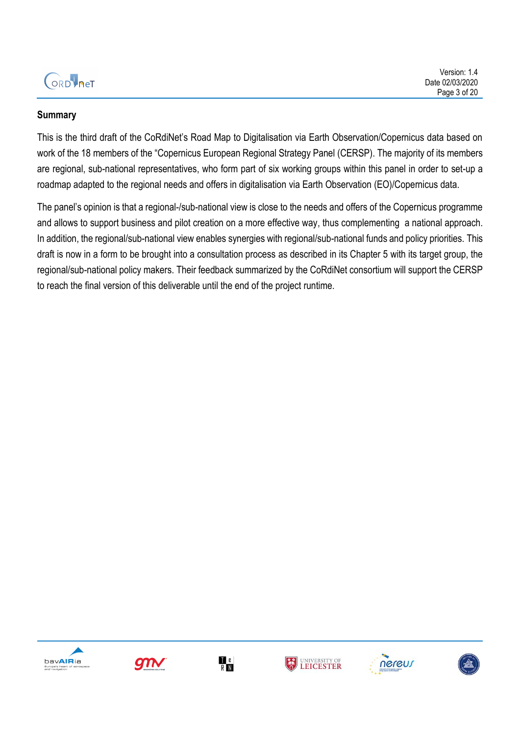## Summary

This is the third draft of the CoRdiNet's Road Map to Digitalisation via Earth Observation/Copernicus data based on work of the 18 members of the "Copernicus European Regional Strategy Panel (CERSP). The majority of its members are regional, sub-national representatives, who form part of six working groups within this panel in order to set-up a roadmap adapted to the regional needs and offers in digitalisation via Earth Observation (EO)/Copernicus data.

The panel's opinion is that a regional-/sub-national view is close to the needs and offers of the Copernicus programme and allows to support business and pilot creation on a more effective way, thus complementing a national approach. In addition, the regional/sub-national view enables synergies with regional/sub-national funds and policy priorities. This draft is now in a form to be brought into a consultation process as described in its Chapter 5 with its target group, the regional/sub-national policy makers. Their feedback summarized by the CoRdiNet consortium will support the CERSP to reach the final version of this deliverable until the end of the project runtime.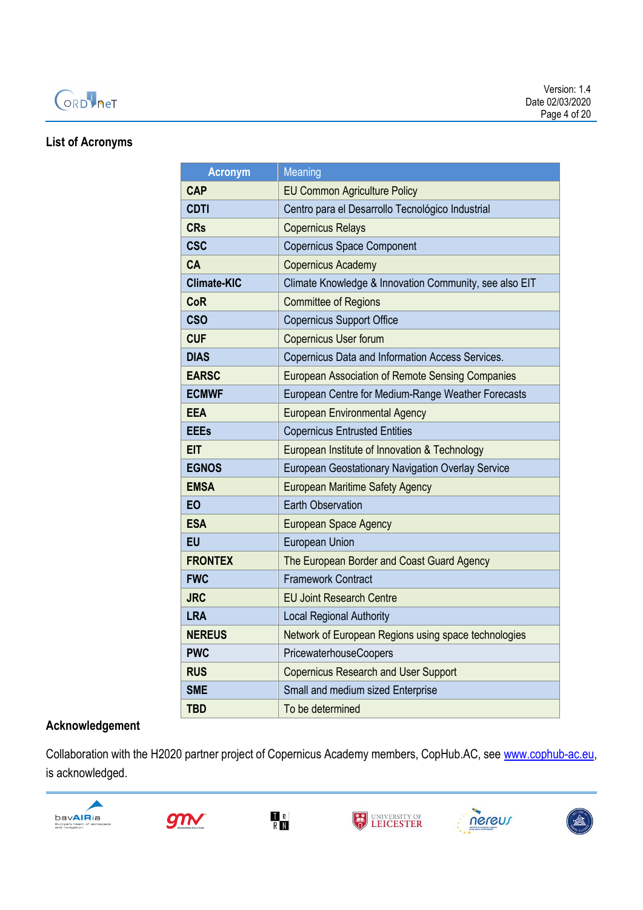### List of Acronyms

| Acronym | Meaning |
|---|---|
| **CAP** | EU Common Agriculture Policy |
| **CDTI** | Centro para el Desarrollo Tecnológico Industrial |
| **CRs** | Copernicus Relays |
| **CSC** | Copernicus Space Component |
| **CA** | Copernicus Academy |
| **Climate-KIC** | Climate Knowledge & Innovation Community, see also EIT |
| **CoR** | Committee of Regions |
| **CSO** | Copernicus Support Office |
| **CUF** | Copernicus User forum |
| **DIAS** | Copernicus Data and Information Access Services. |
| **EARSC** | European Association of Remote Sensing Companies |
| **ECMWF** | European Centre for Medium-Range Weather Forecasts |
| **EEA** | European Environmental Agency |
| **EEEs** | Copernicus Entrusted Entities |
| **EIT** | European Institute of Innovation & Technology |
| **EGNOS** | European Geostationary Navigation Overlay Service |
| **EMSA** | European Maritime Safety Agency |
| **EO** | Earth Observation |
| **ESA** | European Space Agency |
| **EU** | European Union |
| **FRONTEX** | The European Border and Coast Guard Agency |
| **FWC** | Framework Contract |
| **JRC** | EU Joint Research Centre |
| **LRA** | Local Regional Authority |
| **NEREUS** | Network of European Regions using space technologies |
| **PWC** | PricewaterhouseCoopers |
| **RUS** | Copernicus Research and User Support |
| **SME** | Small and medium sized Enterprise |
| **TBD** | To be determined |

### Acknowledgement

Collaboration with the H2020 partner project of Copernicus Academy members, CopHub.AC, see www.cophub-ac.eu, is acknowledged.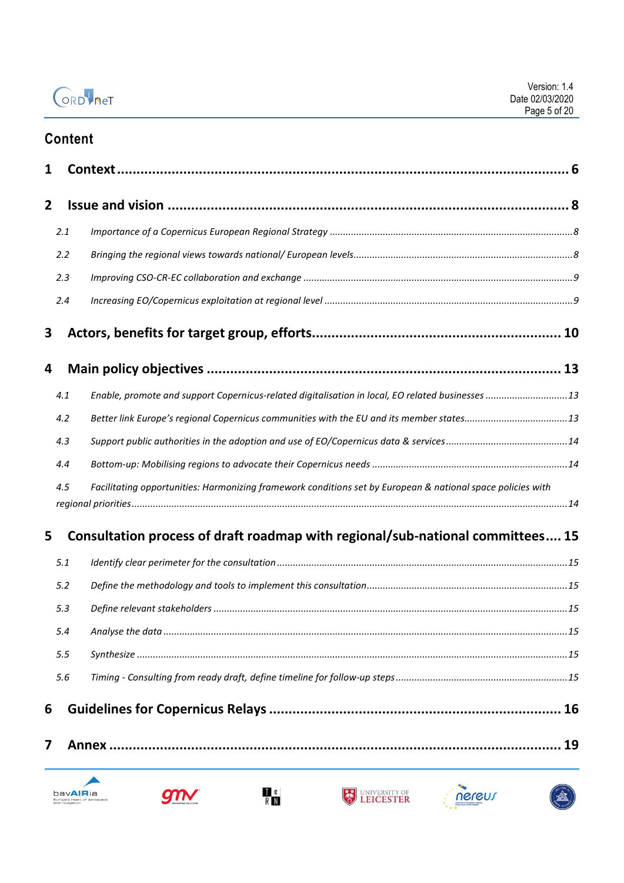## Content

**1 Context** ........................................................................................................ 6

**2 Issue and vision** ............................................................................................. 8

*2.1 Importance of a Copernicus European Regional Strategy* ........................................ 8

*2.2 Bringing the regional views towards national/ European levels* ................................ 8

*2.3 Improving CSO-CR-EC collaboration and exchange* ............................................... 9

*2.4 Increasing EO/Copernicus exploitation at regional level* ........................................ 9

**3 Actors, benefits for target group, efforts** ........................................................... 10

**4 Main policy objectives** ..................................................................................... 13

*4.1 Enable, promote and support Copernicus-related digitalisation in local, EO related businesses* ........ 13

*4.2 Better link Europe's regional Copernicus communities with the EU and its member states* ........ 13

*4.3 Support public authorities in the adoption and use of EO/Copernicus data & services* ........ 14

*4.4 Bottom-up: Mobilising regions to advocate their Copernicus needs* ........................ 14

*4.5 Facilitating opportunities: Harmonizing framework conditions set by European & national space policies with regional priorities* ........ 14

**5 Consultation process of draft roadmap with regional/sub-national committees** .... 15

*5.1 Identify clear perimeter for the consultation* ........................................................ 15

*5.2 Define the methodology and tools to implement this consultation* .......................... 15

*5.3 Define relevant stakeholders* ............................................................................ 15

*5.4 Analyse the data* ............................................................................................ 15

*5.5 Synthesize* .................................................................................................... 15

*5.6 Timing - Consulting from ready draft, define timeline for follow-up steps* .................. 15

**6 Guidelines for Copernicus Relays** .................................................................... 16

**7 Annex** ........................................................................................................... 19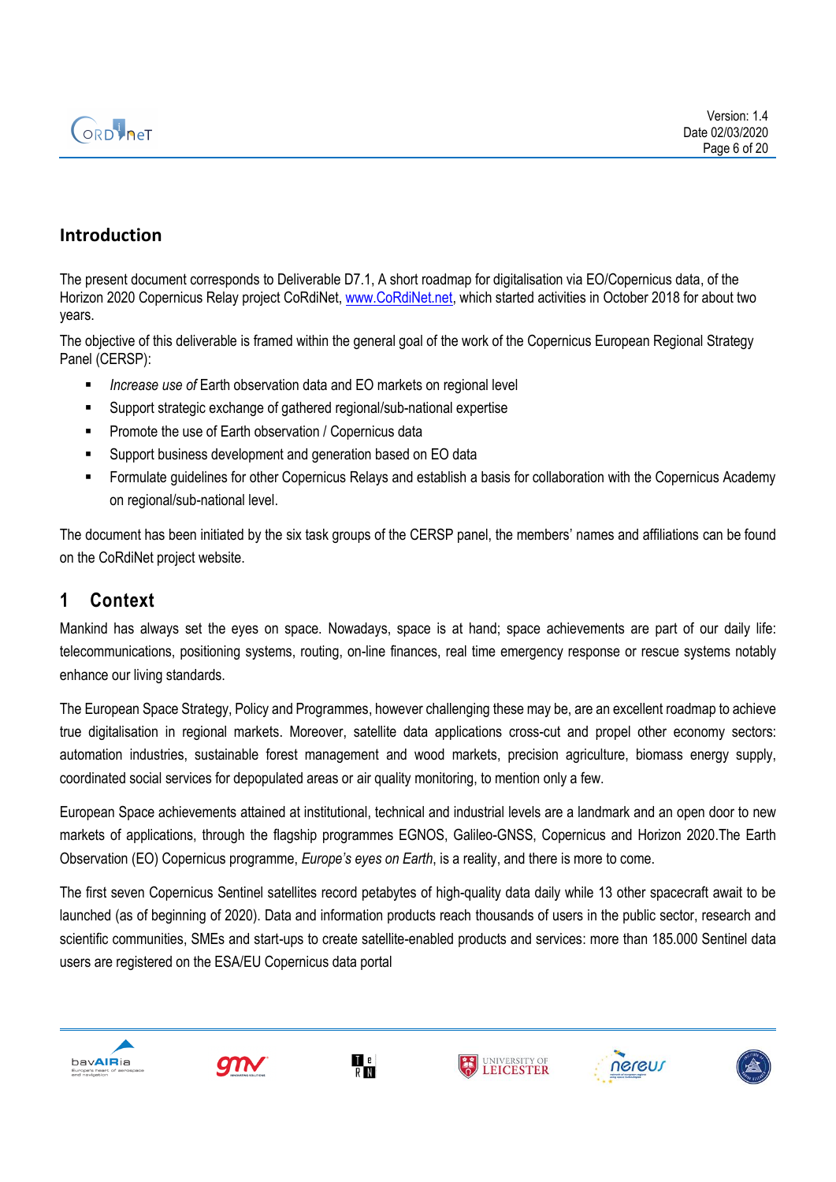## Introduction

The present document corresponds to Deliverable D7.1, A short roadmap for digitalisation via EO/Copernicus data, of the Horizon 2020 Copernicus Relay project CoRdiNet, www.CoRdiNet.net, which started activities in October 2018 for about two years.

The objective of this deliverable is framed within the general goal of the work of the Copernicus European Regional Strategy Panel (CERSP):

- *Increase use of* Earth observation data and EO markets on regional level
- Support strategic exchange of gathered regional/sub-national expertise
- Promote the use of Earth observation / Copernicus data
- Support business development and generation based on EO data
- Formulate guidelines for other Copernicus Relays and establish a basis for collaboration with the Copernicus Academy on regional/sub-national level.

The document has been initiated by the six task groups of the CERSP panel, the members' names and affiliations can be found on the CoRdiNet project website.

# 1 Context

Mankind has always set the eyes on space. Nowadays, space is at hand; space achievements are part of our daily life: telecommunications, positioning systems, routing, on-line finances, real time emergency response or rescue systems notably enhance our living standards.

The European Space Strategy, Policy and Programmes, however challenging these may be, are an excellent roadmap to achieve true digitalisation in regional markets. Moreover, satellite data applications cross-cut and propel other economy sectors: automation industries, sustainable forest management and wood markets, precision agriculture, biomass energy supply, coordinated social services for depopulated areas or air quality monitoring, to mention only a few.

European Space achievements attained at institutional, technical and industrial levels are a landmark and an open door to new markets of applications, through the flagship programmes EGNOS, Galileo-GNSS, Copernicus and Horizon 2020.The Earth Observation (EO) Copernicus programme, *Europe's eyes on Earth*, is a reality, and there is more to come.

The first seven Copernicus Sentinel satellites record petabytes of high-quality data daily while 13 other spacecraft await to be launched (as of beginning of 2020). Data and information products reach thousands of users in the public sector, research and scientific communities, SMEs and start-ups to create satellite-enabled products and services: more than 185.000 Sentinel data users are registered on the ESA/EU Copernicus data portal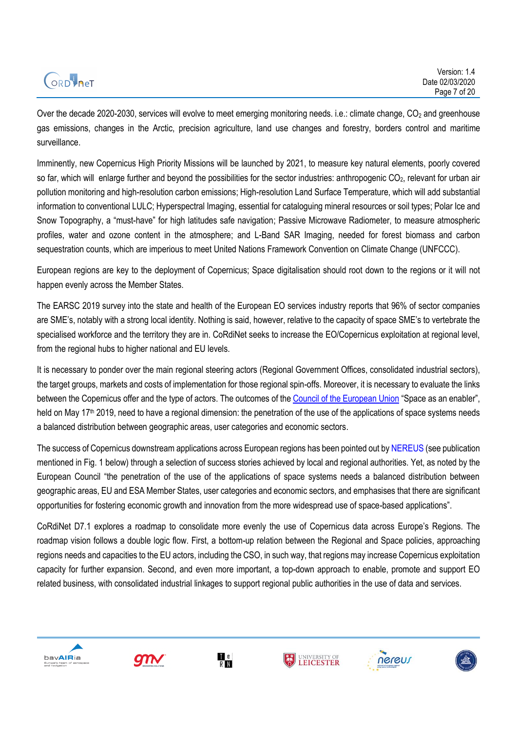Over the decade 2020-2030, services will evolve to meet emerging monitoring needs. i.e.: climate change, $CO_2$ and greenhouse gas emissions, changes in the Arctic, precision agriculture, land use changes and forestry, borders control and maritime surveillance.

Imminently, new Copernicus High Priority Missions will be launched by 2021, to measure key natural elements, poorly covered so far, which will enlarge further and beyond the possibilities for the sector industries: anthropogenic $CO_2$, relevant for urban air pollution monitoring and high-resolution carbon emissions; High-resolution Land Surface Temperature, which will add substantial information to conventional LULC; Hyperspectral Imaging, essential for cataloguing mineral resources or soil types; Polar Ice and Snow Topography, a "must-have" for high latitudes safe navigation; Passive Microwave Radiometer, to measure atmospheric profiles, water and ozone content in the atmosphere; and L-Band SAR Imaging, needed for forest biomass and carbon sequestration counts, which are imperious to meet United Nations Framework Convention on Climate Change (UNFCCC).

European regions are key to the deployment of Copernicus; Space digitalisation should root down to the regions or it will not happen evenly across the Member States.

The EARSC 2019 survey into the state and health of the European EO services industry reports that 96% of sector companies are SME's, notably with a strong local identity. Nothing is said, however, relative to the capacity of space SME's to vertebrate the specialised workforce and the territory they are in. CoRdiNet seeks to increase the EO/Copernicus exploitation at regional level, from the regional hubs to higher national and EU levels.

It is necessary to ponder over the main regional steering actors (Regional Government Offices, consolidated industrial sectors), the target groups, markets and costs of implementation for those regional spin-offs. Moreover, it is necessary to evaluate the links between the Copernicus offer and the type of actors. The outcomes of the Council of the European Union "Space as an enabler", held on May 17th 2019, need to have a regional dimension: the penetration of the use of the applications of space systems needs a balanced distribution between geographic areas, user categories and economic sectors.

The success of Copernicus downstream applications across European regions has been pointed out by NEREUS (see publication mentioned in Fig. 1 below) through a selection of success stories achieved by local and regional authorities. Yet, as noted by the European Council "the penetration of the use of the applications of space systems needs a balanced distribution between geographic areas, EU and ESA Member States, user categories and economic sectors, and emphasises that there are significant opportunities for fostering economic growth and innovation from the more widespread use of space-based applications".

CoRdiNet D7.1 explores a roadmap to consolidate more evenly the use of Copernicus data across Europe's Regions. The roadmap vision follows a double logic flow. First, a bottom-up relation between the Regional and Space policies, approaching regions needs and capacities to the EU actors, including the CSO, in such way, that regions may increase Copernicus exploitation capacity for further expansion. Second, and even more important, a top-down approach to enable, promote and support EO related business, with consolidated industrial linkages to support regional public authorities in the use of data and services.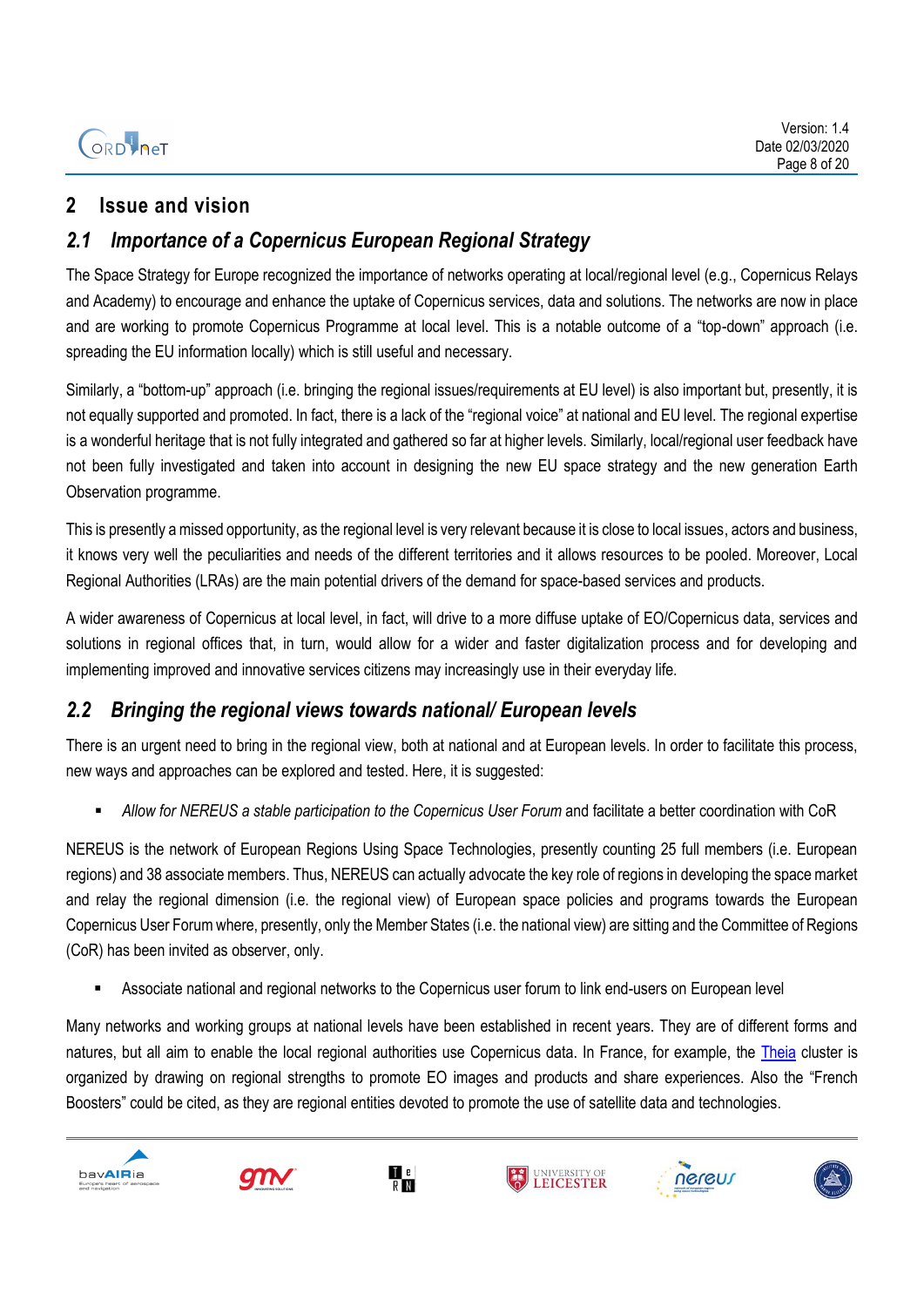# 2 Issue and vision

## *2.1 Importance of a Copernicus European Regional Strategy*

The Space Strategy for Europe recognized the importance of networks operating at local/regional level (e.g., Copernicus Relays and Academy) to encourage and enhance the uptake of Copernicus services, data and solutions. The networks are now in place and are working to promote Copernicus Programme at local level. This is a notable outcome of a "top-down" approach (i.e. spreading the EU information locally) which is still useful and necessary.

Similarly, a "bottom-up" approach (i.e. bringing the regional issues/requirements at EU level) is also important but, presently, it is not equally supported and promoted. In fact, there is a lack of the "regional voice" at national and EU level. The regional expertise is a wonderful heritage that is not fully integrated and gathered so far at higher levels. Similarly, local/regional user feedback have not been fully investigated and taken into account in designing the new EU space strategy and the new generation Earth Observation programme.

This is presently a missed opportunity, as the regional level is very relevant because it is close to local issues, actors and business, it knows very well the peculiarities and needs of the different territories and it allows resources to be pooled. Moreover, Local Regional Authorities (LRAs) are the main potential drivers of the demand for space-based services and products.

A wider awareness of Copernicus at local level, in fact, will drive to a more diffuse uptake of EO/Copernicus data, services and solutions in regional offices that, in turn, would allow for a wider and faster digitalization process and for developing and implementing improved and innovative services citizens may increasingly use in their everyday life.

## *2.2 Bringing the regional views towards national/ European levels*

There is an urgent need to bring in the regional view, both at national and at European levels. In order to facilitate this process, new ways and approaches can be explored and tested. Here, it is suggested:

- *Allow for NEREUS a stable participation to the Copernicus User Forum* and facilitate a better coordination with CoR

NEREUS is the network of European Regions Using Space Technologies, presently counting 25 full members (i.e. European regions) and 38 associate members. Thus, NEREUS can actually advocate the key role of regions in developing the space market and relay the regional dimension (i.e. the regional view) of European space policies and programs towards the European Copernicus User Forum where, presently, only the Member States (i.e. the national view) are sitting and the Committee of Regions (CoR) has been invited as observer, only.

- Associate national and regional networks to the Copernicus user forum to link end-users on European level

Many networks and working groups at national levels have been established in recent years. They are of different forms and natures, but all aim to enable the local regional authorities use Copernicus data. In France, for example, the Theia cluster is organized by drawing on regional strengths to promote EO images and products and share experiences. Also the "French Boosters" could be cited, as they are regional entities devoted to promote the use of satellite data and technologies.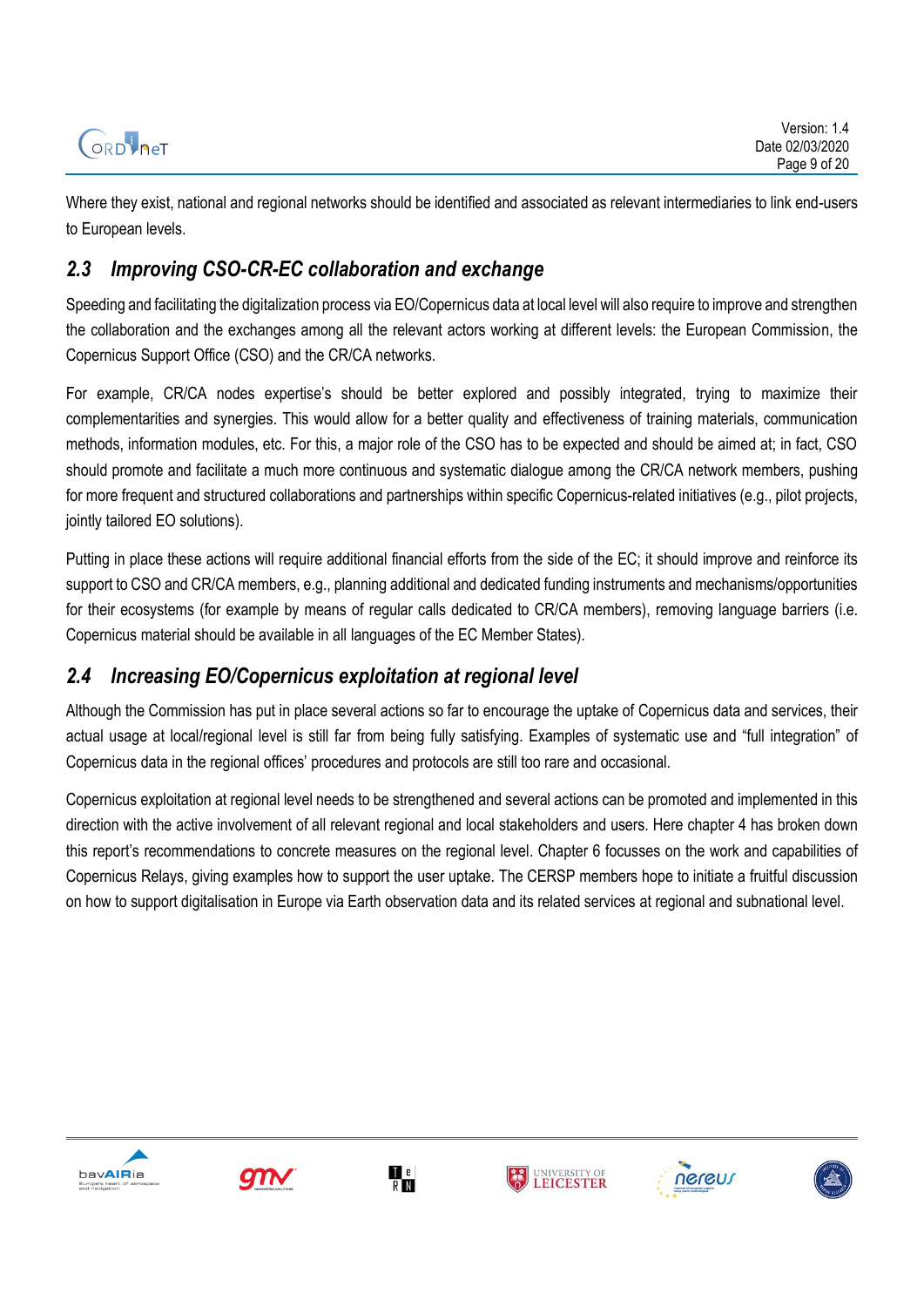Where they exist, national and regional networks should be identified and associated as relevant intermediaries to link end-users to European levels.

## *2.3 Improving CSO-CR-EC collaboration and exchange*

Speeding and facilitating the digitalization process via EO/Copernicus data at local level will also require to improve and strengthen the collaboration and the exchanges among all the relevant actors working at different levels: the European Commission, the Copernicus Support Office (CSO) and the CR/CA networks.

For example, CR/CA nodes expertise's should be better explored and possibly integrated, trying to maximize their complementarities and synergies. This would allow for a better quality and effectiveness of training materials, communication methods, information modules, etc. For this, a major role of the CSO has to be expected and should be aimed at; in fact, CSO should promote and facilitate a much more continuous and systematic dialogue among the CR/CA network members, pushing for more frequent and structured collaborations and partnerships within specific Copernicus-related initiatives (e.g., pilot projects, jointly tailored EO solutions).

Putting in place these actions will require additional financial efforts from the side of the EC; it should improve and reinforce its support to CSO and CR/CA members, e.g., planning additional and dedicated funding instruments and mechanisms/opportunities for their ecosystems (for example by means of regular calls dedicated to CR/CA members), removing language barriers (i.e. Copernicus material should be available in all languages of the EC Member States).

## *2.4 Increasing EO/Copernicus exploitation at regional level*

Although the Commission has put in place several actions so far to encourage the uptake of Copernicus data and services, their actual usage at local/regional level is still far from being fully satisfying. Examples of systematic use and "full integration" of Copernicus data in the regional offices' procedures and protocols are still too rare and occasional.

Copernicus exploitation at regional level needs to be strengthened and several actions can be promoted and implemented in this direction with the active involvement of all relevant regional and local stakeholders and users. Here chapter 4 has broken down this report's recommendations to concrete measures on the regional level. Chapter 6 focusses on the work and capabilities of Copernicus Relays, giving examples how to support the user uptake. The CERSP members hope to initiate a fruitful discussion on how to support digitalisation in Europe via Earth observation data and its related services at regional and subnational level.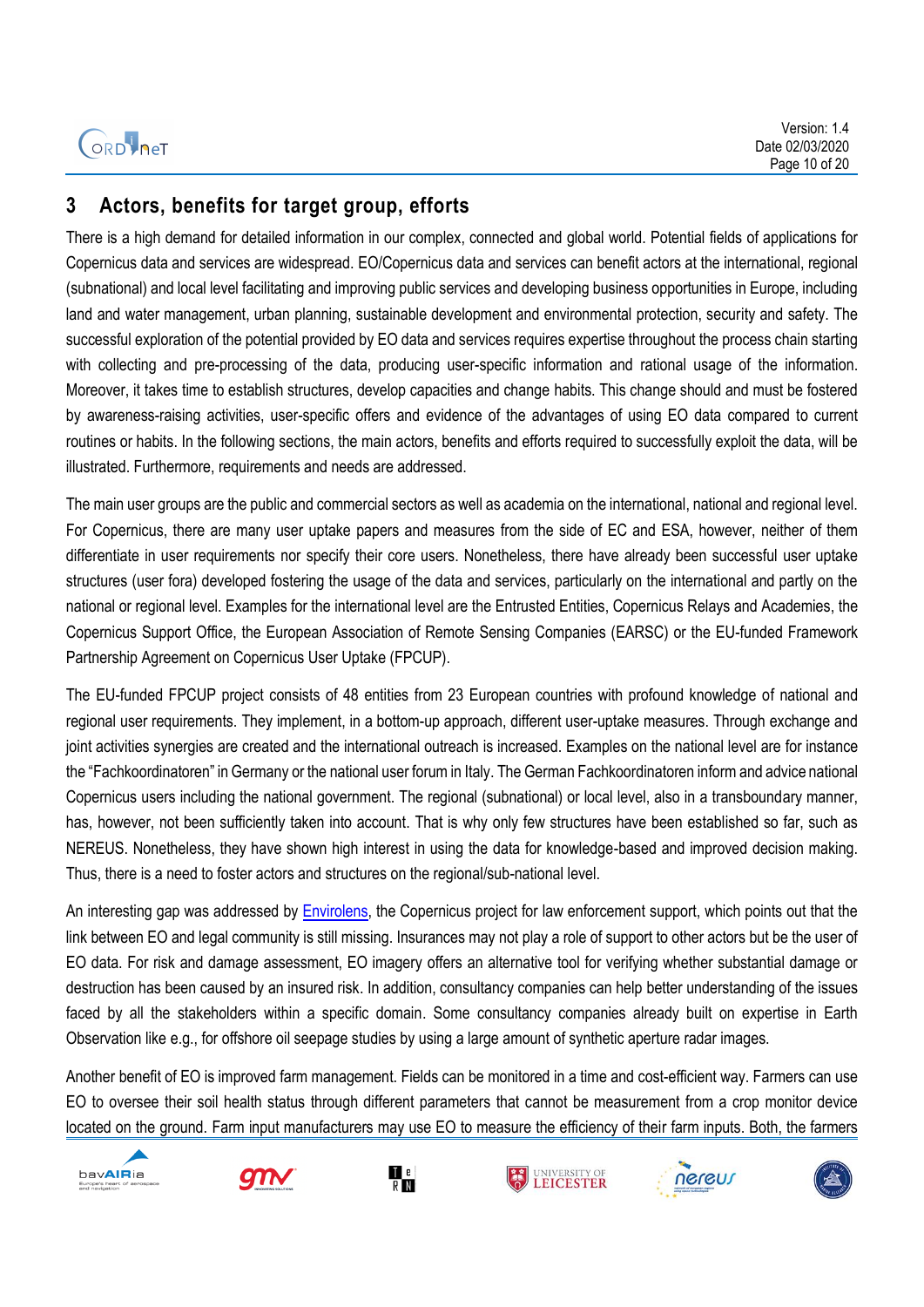## 3 Actors, benefits for target group, efforts

There is a high demand for detailed information in our complex, connected and global world. Potential fields of applications for Copernicus data and services are widespread. EO/Copernicus data and services can benefit actors at the international, regional (subnational) and local level facilitating and improving public services and developing business opportunities in Europe, including land and water management, urban planning, sustainable development and environmental protection, security and safety. The successful exploration of the potential provided by EO data and services requires expertise throughout the process chain starting with collecting and pre-processing of the data, producing user-specific information and rational usage of the information. Moreover, it takes time to establish structures, develop capacities and change habits. This change should and must be fostered by awareness-raising activities, user-specific offers and evidence of the advantages of using EO data compared to current routines or habits. In the following sections, the main actors, benefits and efforts required to successfully exploit the data, will be illustrated. Furthermore, requirements and needs are addressed.

The main user groups are the public and commercial sectors as well as academia on the international, national and regional level. For Copernicus, there are many user uptake papers and measures from the side of EC and ESA, however, neither of them differentiate in user requirements nor specify their core users. Nonetheless, there have already been successful user uptake structures (user fora) developed fostering the usage of the data and services, particularly on the international and partly on the national or regional level. Examples for the international level are the Entrusted Entities, Copernicus Relays and Academies, the Copernicus Support Office, the European Association of Remote Sensing Companies (EARSC) or the EU-funded Framework Partnership Agreement on Copernicus User Uptake (FPCUP).

The EU-funded FPCUP project consists of 48 entities from 23 European countries with profound knowledge of national and regional user requirements. They implement, in a bottom-up approach, different user-uptake measures. Through exchange and joint activities synergies are created and the international outreach is increased. Examples on the national level are for instance the "Fachkoordinatoren" in Germany or the national user forum in Italy. The German Fachkoordinatoren inform and advice national Copernicus users including the national government. The regional (subnational) or local level, also in a transboundary manner, has, however, not been sufficiently taken into account. That is why only few structures have been established so far, such as NEREUS. Nonetheless, they have shown high interest in using the data for knowledge-based and improved decision making. Thus, there is a need to foster actors and structures on the regional/sub-national level.

An interesting gap was addressed by Envirolens, the Copernicus project for law enforcement support, which points out that the link between EO and legal community is still missing. Insurances may not play a role of support to other actors but be the user of EO data. For risk and damage assessment, EO imagery offers an alternative tool for verifying whether substantial damage or destruction has been caused by an insured risk. In addition, consultancy companies can help better understanding of the issues faced by all the stakeholders within a specific domain. Some consultancy companies already built on expertise in Earth Observation like e.g., for offshore oil seepage studies by using a large amount of synthetic aperture radar images.

Another benefit of EO is improved farm management. Fields can be monitored in a time and cost-efficient way. Farmers can use EO to oversee their soil health status through different parameters that cannot be measurement from a crop monitor device located on the ground. Farm input manufacturers may use EO to measure the efficiency of their farm inputs. Both, the farmers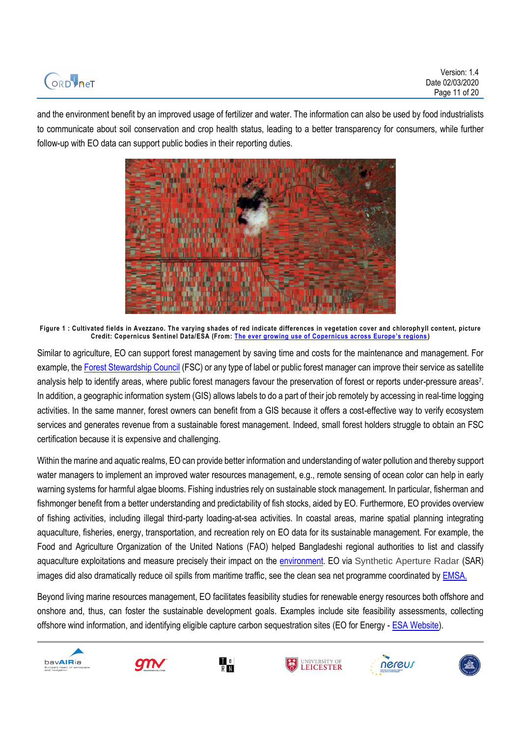and the environment benefit by an improved usage of fertilizer and water. The information can also be used by food industrialists to communicate about soil conservation and crop health status, leading to a better transparency for consumers, while further follow-up with EO data can support public bodies in their reporting duties.

**Figure 1 : Cultivated fields in Avezzano. The varying shades of red indicate differences in vegetation cover and chlorophyll content, picture Credit: Copernicus Sentinel Data/ESA (From: The ever growing use of Copernicus across Europe's regions)**

Similar to agriculture, EO can support forest management by saving time and costs for the maintenance and management. For example, the Forest Stewardship Council (FSC) or any type of label or public forest manager can improve their service as satellite analysis help to identify areas, where public forest managers favour the preservation of forest or reports under-pressure areas[7]. In addition, a geographic information system (GIS) allows labels to do a part of their job remotely by accessing in real-time logging activities. In the same manner, forest owners can benefit from a GIS because it offers a cost-effective way to verify ecosystem services and generates revenue from a sustainable forest management. Indeed, small forest holders struggle to obtain an FSC certification because it is expensive and challenging.

Within the marine and aquatic realms, EO can provide better information and understanding of water pollution and thereby support water managers to implement an improved water resources management, e.g., remote sensing of ocean color can help in early warning systems for harmful algae blooms. Fishing industries rely on sustainable stock management. In particular, fisherman and fishmonger benefit from a better understanding and predictability of fish stocks, aided by EO. Furthermore, EO provides overview of fishing activities, including illegal third-party loading-at-sea activities. In coastal areas, marine spatial planning integrating aquaculture, fisheries, energy, transportation, and recreation rely on EO data for its sustainable management. For example, the Food and Agriculture Organization of the United Nations (FAO) helped Bangladeshi regional authorities to list and classify aquaculture exploitations and measure precisely their impact on the environment. EO via Synthetic Aperture Radar (SAR) images did also dramatically reduce oil spills from maritime traffic, see the clean sea net programme coordinated by EMSA.

Beyond living marine resources management, EO facilitates feasibility studies for renewable energy resources both offshore and onshore and, thus, can foster the sustainable development goals. Examples include site feasibility assessments, collecting offshore wind information, and identifying eligible capture carbon sequestration sites (EO for Energy - ESA Website).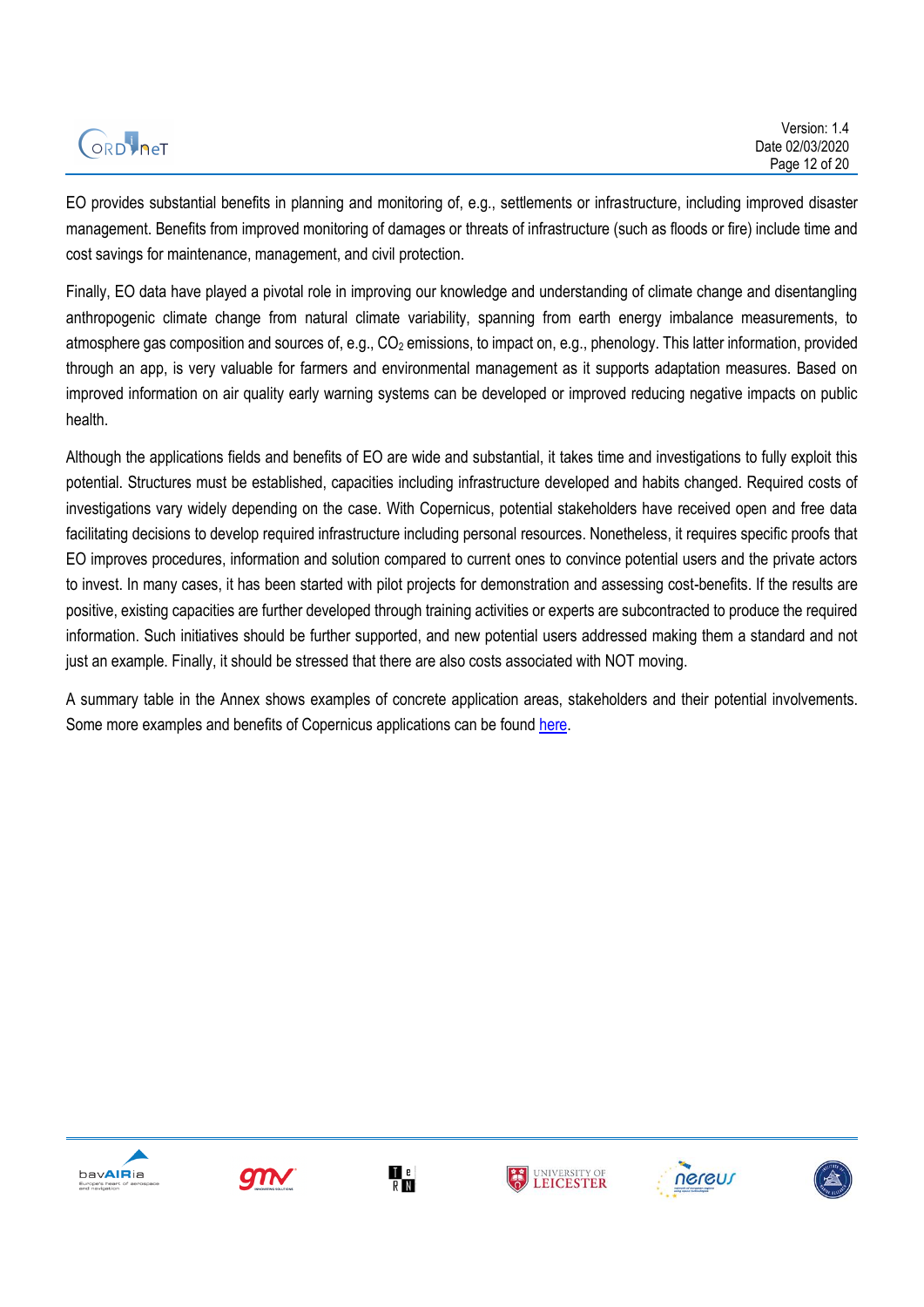EO provides substantial benefits in planning and monitoring of, e.g., settlements or infrastructure, including improved disaster management. Benefits from improved monitoring of damages or threats of infrastructure (such as floods or fire) include time and cost savings for maintenance, management, and civil protection.

Finally, EO data have played a pivotal role in improving our knowledge and understanding of climate change and disentangling anthropogenic climate change from natural climate variability, spanning from earth energy imbalance measurements, to atmosphere gas composition and sources of, e.g., $CO_2$ emissions, to impact on, e.g., phenology. This latter information, provided through an app, is very valuable for farmers and environmental management as it supports adaptation measures. Based on improved information on air quality early warning systems can be developed or improved reducing negative impacts on public health.

Although the applications fields and benefits of EO are wide and substantial, it takes time and investigations to fully exploit this potential. Structures must be established, capacities including infrastructure developed and habits changed. Required costs of investigations vary widely depending on the case. With Copernicus, potential stakeholders have received open and free data facilitating decisions to develop required infrastructure including personal resources. Nonetheless, it requires specific proofs that EO improves procedures, information and solution compared to current ones to convince potential users and the private actors to invest. In many cases, it has been started with pilot projects for demonstration and assessing cost-benefits. If the results are positive, existing capacities are further developed through training activities or experts are subcontracted to produce the required information. Such initiatives should be further supported, and new potential users addressed making them a standard and not just an example. Finally, it should be stressed that there are also costs associated with NOT moving.

A summary table in the Annex shows examples of concrete application areas, stakeholders and their potential involvements. Some more examples and benefits of Copernicus applications can be found here.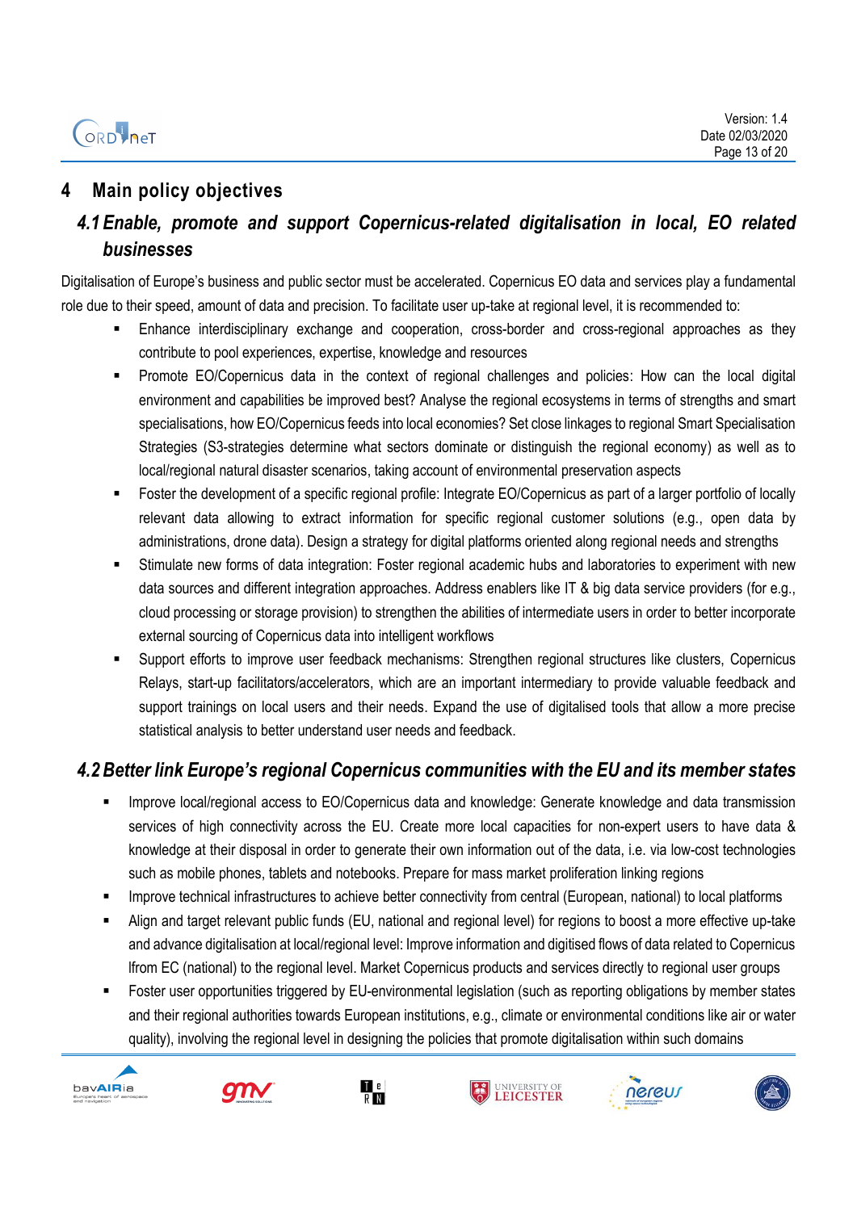# 4 Main policy objectives

## *4.1 Enable, promote and support Copernicus-related digitalisation in local, EO related businesses*

Digitalisation of Europe's business and public sector must be accelerated. Copernicus EO data and services play a fundamental role due to their speed, amount of data and precision. To facilitate user up-take at regional level, it is recommended to:

- Enhance interdisciplinary exchange and cooperation, cross-border and cross-regional approaches as they contribute to pool experiences, expertise, knowledge and resources
- Promote EO/Copernicus data in the context of regional challenges and policies: How can the local digital environment and capabilities be improved best? Analyse the regional ecosystems in terms of strengths and smart specialisations, how EO/Copernicus feeds into local economies? Set close linkages to regional Smart Specialisation Strategies (S3-strategies determine what sectors dominate or distinguish the regional economy) as well as to local/regional natural disaster scenarios, taking account of environmental preservation aspects
- Foster the development of a specific regional profile: Integrate EO/Copernicus as part of a larger portfolio of locally relevant data allowing to extract information for specific regional customer solutions (e.g., open data by administrations, drone data). Design a strategy for digital platforms oriented along regional needs and strengths
- Stimulate new forms of data integration: Foster regional academic hubs and laboratories to experiment with new data sources and different integration approaches. Address enablers like IT & big data service providers (for e.g., cloud processing or storage provision) to strengthen the abilities of intermediate users in order to better incorporate external sourcing of Copernicus data into intelligent workflows
- Support efforts to improve user feedback mechanisms: Strengthen regional structures like clusters, Copernicus Relays, start-up facilitators/accelerators, which are an important intermediary to provide valuable feedback and support trainings on local users and their needs. Expand the use of digitalised tools that allow a more precise statistical analysis to better understand user needs and feedback.

## *4.2 Better link Europe's regional Copernicus communities with the EU and its member states*

- Improve local/regional access to EO/Copernicus data and knowledge: Generate knowledge and data transmission services of high connectivity across the EU. Create more local capacities for non-expert users to have data & knowledge at their disposal in order to generate their own information out of the data, i.e. via low-cost technologies such as mobile phones, tablets and notebooks. Prepare for mass market proliferation linking regions
- Improve technical infrastructures to achieve better connectivity from central (European, national) to local platforms
- Align and target relevant public funds (EU, national and regional level) for regions to boost a more effective up-take and advance digitalisation at local/regional level: Improve information and digitised flows of data related to Copernicus lfrom EC (national) to the regional level. Market Copernicus products and services directly to regional user groups
- Foster user opportunities triggered by EU-environmental legislation (such as reporting obligations by member states and their regional authorities towards European institutions, e.g., climate or environmental conditions like air or water quality), involving the regional level in designing the policies that promote digitalisation within such domains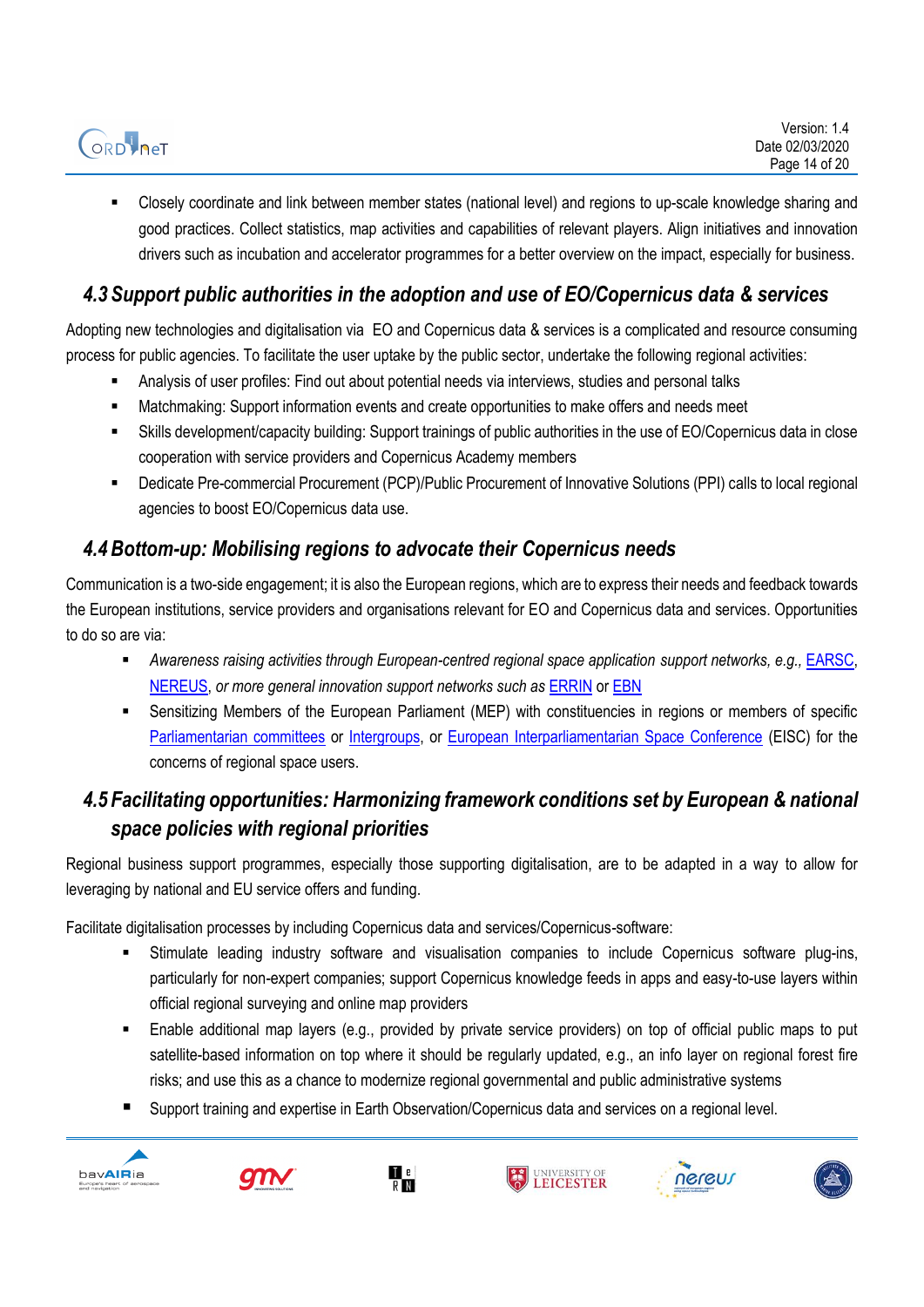- Closely coordinate and link between member states (national level) and regions to up-scale knowledge sharing and good practices. Collect statistics, map activities and capabilities of relevant players. Align initiatives and innovation drivers such as incubation and accelerator programmes for a better overview on the impact, especially for business.

## 4.3 Support public authorities in the adoption and use of EO/Copernicus data & services

Adopting new technologies and digitalisation via EO and Copernicus data & services is a complicated and resource consuming process for public agencies. To facilitate the user uptake by the public sector, undertake the following regional activities:

- Analysis of user profiles: Find out about potential needs via interviews, studies and personal talks
- Matchmaking: Support information events and create opportunities to make offers and needs meet
- Skills development/capacity building: Support trainings of public authorities in the use of EO/Copernicus data in close cooperation with service providers and Copernicus Academy members
- Dedicate Pre-commercial Procurement (PCP)/Public Procurement of Innovative Solutions (PPI) calls to local regional agencies to boost EO/Copernicus data use.

## 4.4 Bottom-up: Mobilising regions to advocate their Copernicus needs

Communication is a two-side engagement; it is also the European regions, which are to express their needs and feedback towards the European institutions, service providers and organisations relevant for EO and Copernicus data and services. Opportunities to do so are via:

- *Awareness raising activities through European-centred regional space application support networks, e.g.,* EARSC, NEREUS, *or more general innovation support networks such as* ERRIN or EBN
- Sensitizing Members of the European Parliament (MEP) with constituencies in regions or members of specific Parliamentarian committees or Intergroups, or European Interparliamentarian Space Conference (EISC) for the concerns of regional space users.

## 4.5 Facilitating opportunities: Harmonizing framework conditions set by European & national space policies with regional priorities

Regional business support programmes, especially those supporting digitalisation, are to be adapted in a way to allow for leveraging by national and EU service offers and funding.

Facilitate digitalisation processes by including Copernicus data and services/Copernicus-software:

- Stimulate leading industry software and visualisation companies to include Copernicus software plug-ins, particularly for non-expert companies; support Copernicus knowledge feeds in apps and easy-to-use layers within official regional surveying and online map providers
- Enable additional map layers (e.g., provided by private service providers) on top of official public maps to put satellite-based information on top where it should be regularly updated, e.g., an info layer on regional forest fire risks; and use this as a chance to modernize regional governmental and public administrative systems
- Support training and expertise in Earth Observation/Copernicus data and services on a regional level.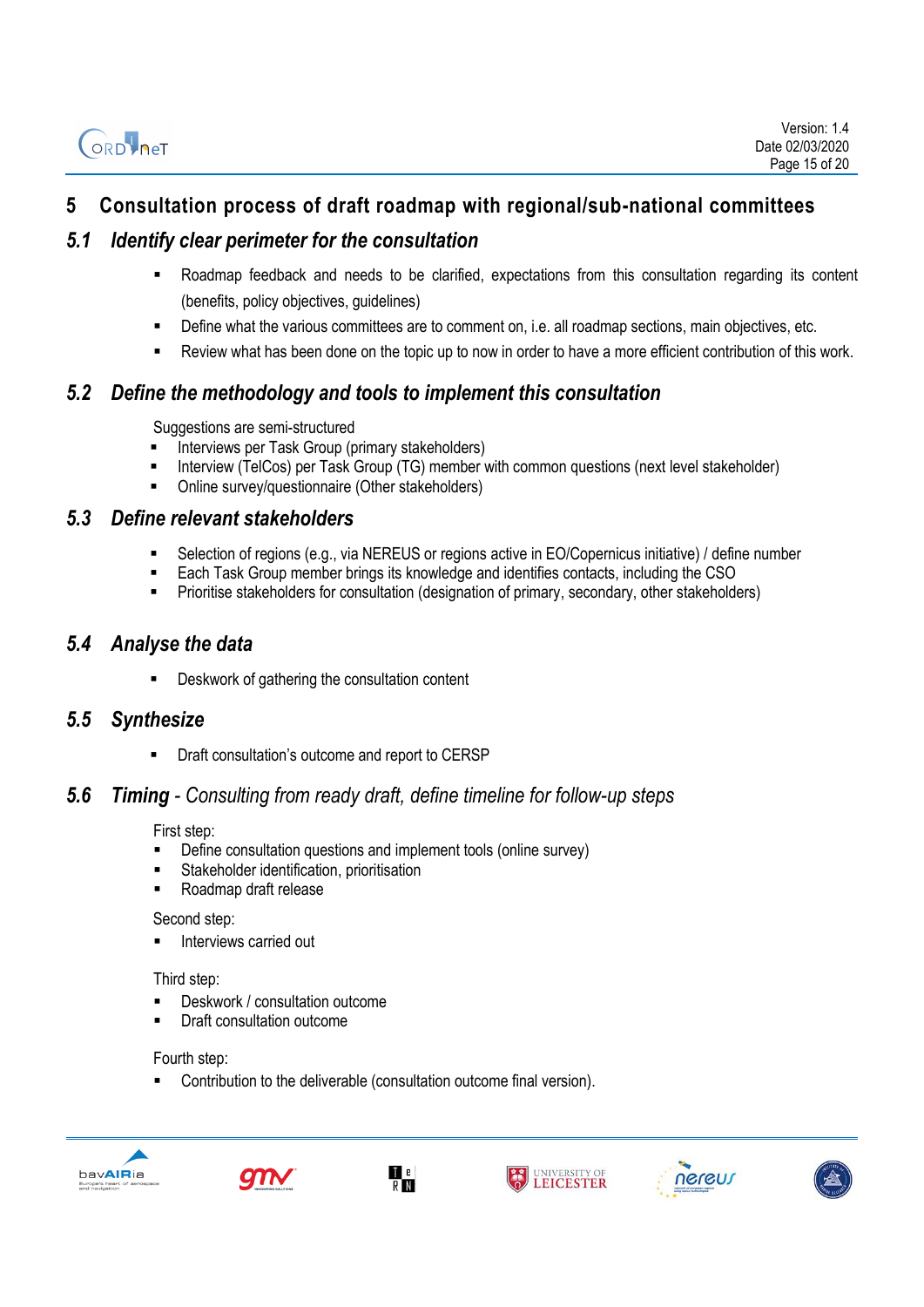# 5 Consultation process of draft roadmap with regional/sub-national committees

## *5.1 Identify clear perimeter for the consultation*

- Roadmap feedback and needs to be clarified, expectations from this consultation regarding its content (benefits, policy objectives, guidelines)
- Define what the various committees are to comment on, i.e. all roadmap sections, main objectives, etc.
- Review what has been done on the topic up to now in order to have a more efficient contribution of this work.

## *5.2 Define the methodology and tools to implement this consultation*

Suggestions are semi-structured

- Interviews per Task Group (primary stakeholders)
- Interview (TelCos) per Task Group (TG) member with common questions (next level stakeholder)
- Online survey/questionnaire (Other stakeholders)

## *5.3 Define relevant stakeholders*

- Selection of regions (e.g., via NEREUS or regions active in EO/Copernicus initiative) / define number
- Each Task Group member brings its knowledge and identifies contacts, including the CSO
- Prioritise stakeholders for consultation (designation of primary, secondary, other stakeholders)

## *5.4 Analyse the data*

- Deskwork of gathering the consultation content

## *5.5 Synthesize*

- Draft consultation's outcome and report to CERSP

## *5.6 **Timing** - Consulting from ready draft, define timeline for follow-up steps*

First step:

- Define consultation questions and implement tools (online survey)
- Stakeholder identification, prioritisation
- Roadmap draft release

Second step:

- Interviews carried out

Third step:

- Deskwork / consultation outcome
- Draft consultation outcome

Fourth step:

- Contribution to the deliverable (consultation outcome final version).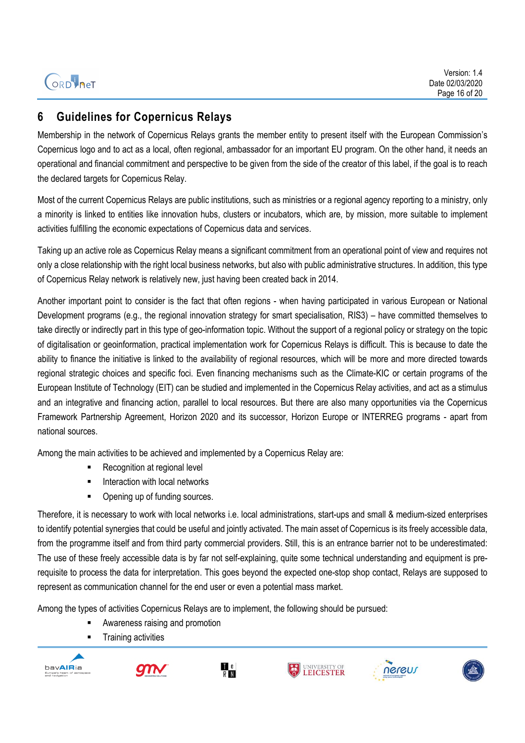# 6 Guidelines for Copernicus Relays

Membership in the network of Copernicus Relays grants the member entity to present itself with the European Commission's Copernicus logo and to act as a local, often regional, ambassador for an important EU program. On the other hand, it needs an operational and financial commitment and perspective to be given from the side of the creator of this label, if the goal is to reach the declared targets for Copernicus Relay.

Most of the current Copernicus Relays are public institutions, such as ministries or a regional agency reporting to a ministry, only a minority is linked to entities like innovation hubs, clusters or incubators, which are, by mission, more suitable to implement activities fulfilling the economic expectations of Copernicus data and services.

Taking up an active role as Copernicus Relay means a significant commitment from an operational point of view and requires not only a close relationship with the right local business networks, but also with public administrative structures. In addition, this type of Copernicus Relay network is relatively new, just having been created back in 2014.

Another important point to consider is the fact that often regions - when having participated in various European or National Development programs (e.g., the regional innovation strategy for smart specialisation, RIS3) – have committed themselves to take directly or indirectly part in this type of geo-information topic. Without the support of a regional policy or strategy on the topic of digitalisation or geoinformation, practical implementation work for Copernicus Relays is difficult. This is because to date the ability to finance the initiative is linked to the availability of regional resources, which will be more and more directed towards regional strategic choices and specific foci. Even financing mechanisms such as the Climate-KIC or certain programs of the European Institute of Technology (EIT) can be studied and implemented in the Copernicus Relay activities, and act as a stimulus and an integrative and financing action, parallel to local resources. But there are also many opportunities via the Copernicus Framework Partnership Agreement, Horizon 2020 and its successor, Horizon Europe or INTERREG programs - apart from national sources.

Among the main activities to be achieved and implemented by a Copernicus Relay are:

- Recognition at regional level
- Interaction with local networks
- Opening up of funding sources.

Therefore, it is necessary to work with local networks i.e. local administrations, start-ups and small & medium-sized enterprises to identify potential synergies that could be useful and jointly activated. The main asset of Copernicus is its freely accessible data, from the programme itself and from third party commercial providers. Still, this is an entrance barrier not to be underestimated: The use of these freely accessible data is by far not self-explaining, quite some technical understanding and equipment is pre-requisite to process the data for interpretation. This goes beyond the expected one-stop shop contact, Relays are supposed to represent as communication channel for the end user or even a potential mass market.

Among the types of activities Copernicus Relays are to implement, the following should be pursued:

- Awareness raising and promotion
- Training activities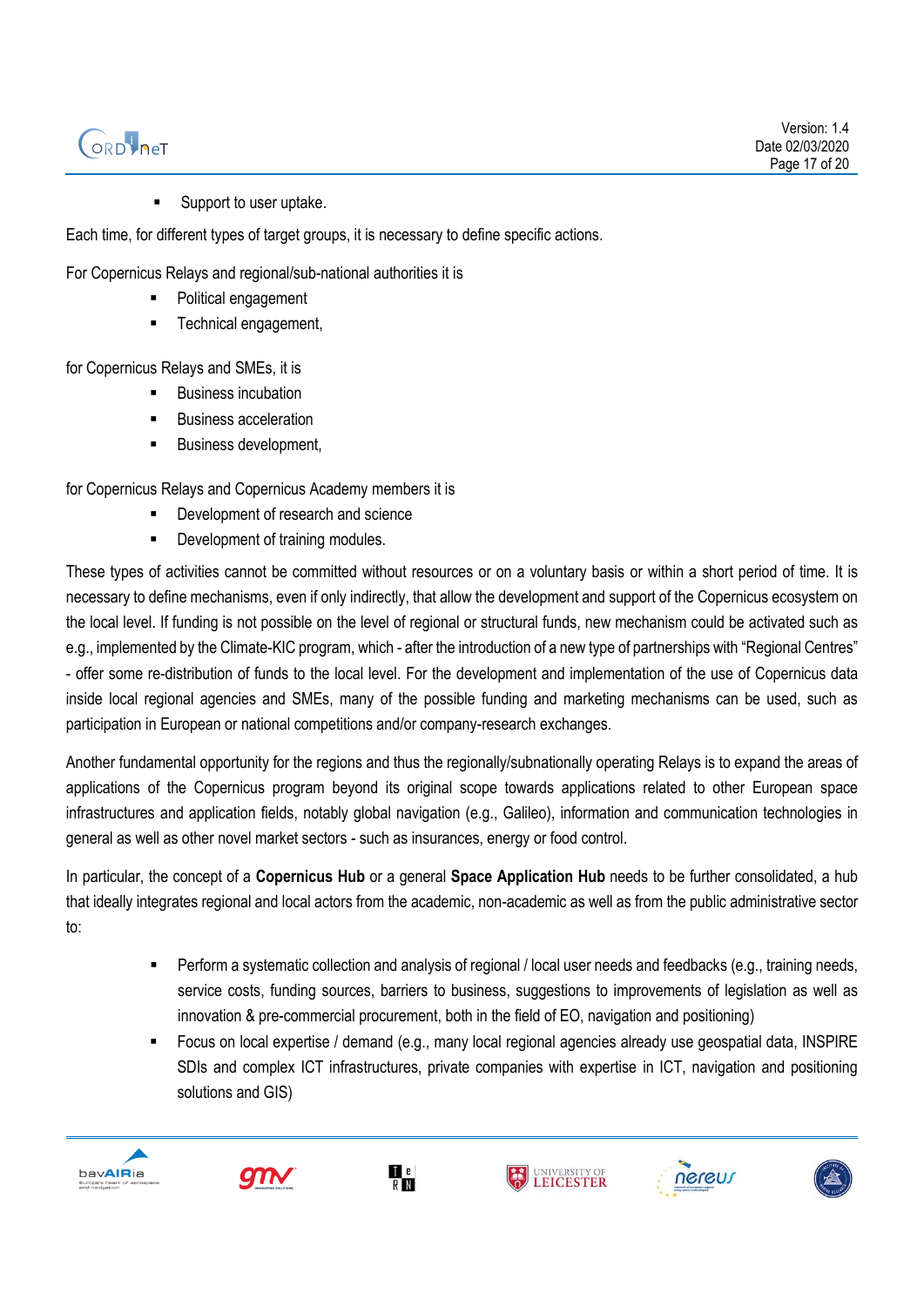- Support to user uptake.

Each time, for different types of target groups, it is necessary to define specific actions.

For Copernicus Relays and regional/sub-national authorities it is

- Political engagement
- Technical engagement,

for Copernicus Relays and SMEs, it is

- Business incubation
- Business acceleration
- Business development,

for Copernicus Relays and Copernicus Academy members it is

- Development of research and science
- Development of training modules.

These types of activities cannot be committed without resources or on a voluntary basis or within a short period of time. It is necessary to define mechanisms, even if only indirectly, that allow the development and support of the Copernicus ecosystem on the local level. If funding is not possible on the level of regional or structural funds, new mechanism could be activated such as e.g., implemented by the Climate-KIC program, which - after the introduction of a new type of partnerships with "Regional Centres" - offer some re-distribution of funds to the local level. For the development and implementation of the use of Copernicus data inside local regional agencies and SMEs, many of the possible funding and marketing mechanisms can be used, such as participation in European or national competitions and/or company-research exchanges.

Another fundamental opportunity for the regions and thus the regionally/subnationally operating Relays is to expand the areas of applications of the Copernicus program beyond its original scope towards applications related to other European space infrastructures and application fields, notably global navigation (e.g., Galileo), information and communication technologies in general as well as other novel market sectors - such as insurances, energy or food control.

In particular, the concept of a **Copernicus Hub** or a general **Space Application Hub** needs to be further consolidated, a hub that ideally integrates regional and local actors from the academic, non-academic as well as from the public administrative sector to:

- Perform a systematic collection and analysis of regional / local user needs and feedbacks (e.g., training needs, service costs, funding sources, barriers to business, suggestions to improvements of legislation as well as innovation & pre-commercial procurement, both in the field of EO, navigation and positioning)
- Focus on local expertise / demand (e.g., many local regional agencies already use geospatial data, INSPIRE SDIs and complex ICT infrastructures, private companies with expertise in ICT, navigation and positioning solutions and GIS)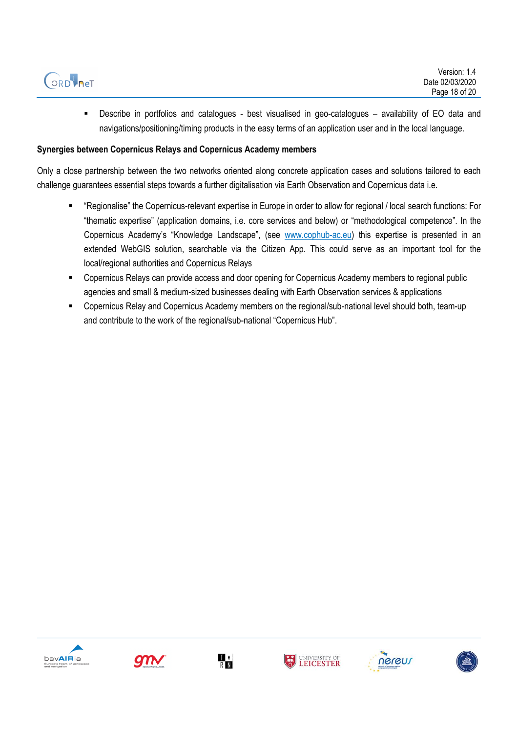- Describe in portfolios and catalogues - best visualised in geo-catalogues – availability of EO data and navigations/positioning/timing products in the easy terms of an application user and in the local language.

**Synergies between Copernicus Relays and Copernicus Academy members**

Only a close partnership between the two networks oriented along concrete application cases and solutions tailored to each challenge guarantees essential steps towards a further digitalisation via Earth Observation and Copernicus data i.e.

- "Regionalise" the Copernicus-relevant expertise in Europe in order to allow for regional / local search functions: For "thematic expertise" (application domains, i.e. core services and below) or "methodological competence". In the Copernicus Academy's "Knowledge Landscape", (see www.cophub-ac.eu) this expertise is presented in an extended WebGIS solution, searchable via the Citizen App. This could serve as an important tool for the local/regional authorities and Copernicus Relays
- Copernicus Relays can provide access and door opening for Copernicus Academy members to regional public agencies and small & medium-sized businesses dealing with Earth Observation services & applications
- Copernicus Relay and Copernicus Academy members on the regional/sub-national level should both, team-up and contribute to the work of the regional/sub-national "Copernicus Hub".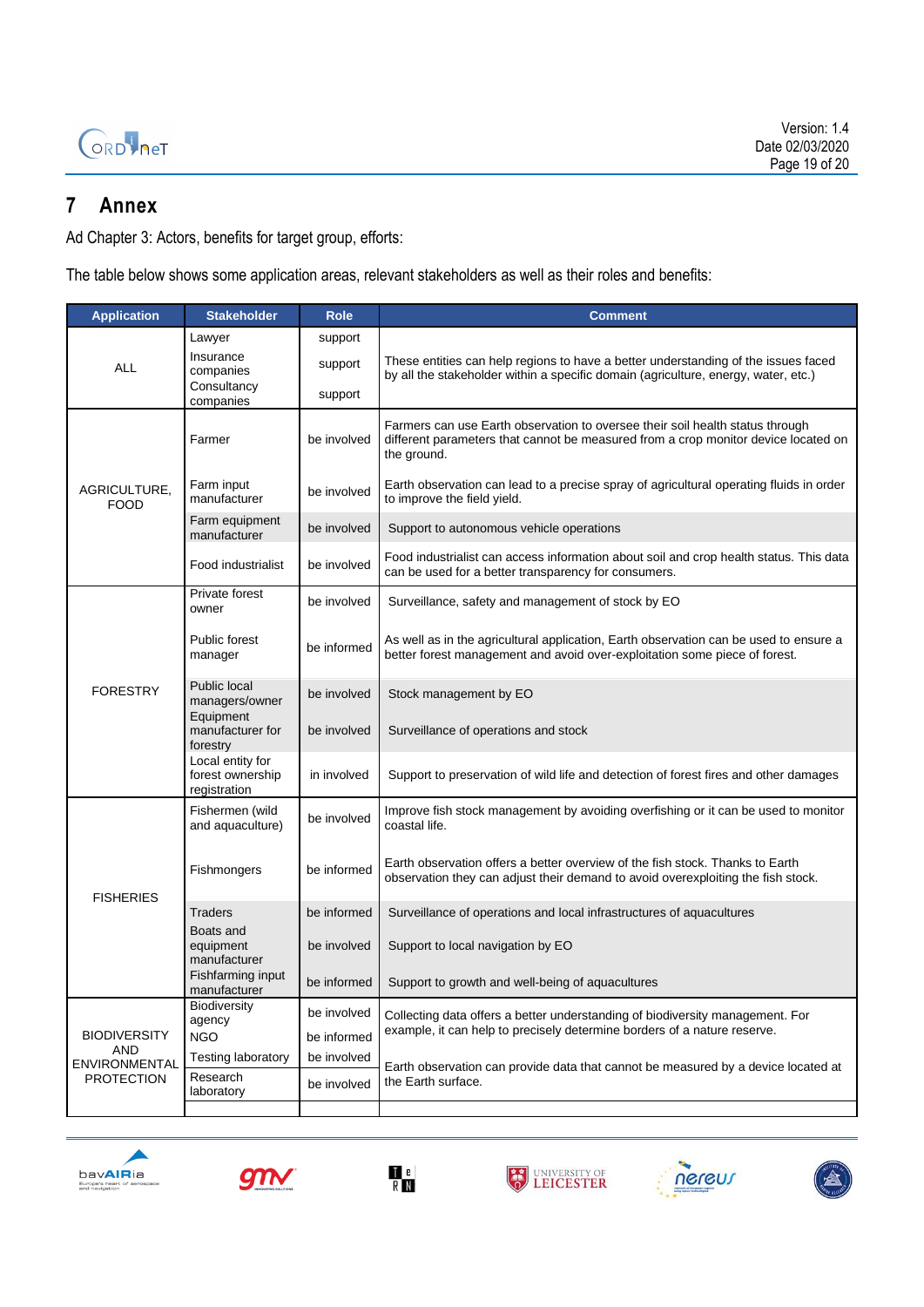# 7 Annex

Ad Chapter 3: Actors, benefits for target group, efforts:

The table below shows some application areas, relevant stakeholders as well as their roles and benefits:

| Application | Stakeholder | Role | Comment |
|---|---|---|---|
| ALL | Lawyer | support | These entities can help regions to have a better understanding of the issues faced by all the stakeholder within a specific domain (agriculture, energy, water, etc.) |
| | Insurance companies | support | |
| | Consultancy companies | support | |
| AGRICULTURE, FOOD | Farmer | be involved | Farmers can use Earth observation to oversee their soil health status through different parameters that cannot be measured from a crop monitor device located on the ground. |
| | Farm input manufacturer | be involved | Earth observation can lead to a precise spray of agricultural operating fluids in order to improve the field yield. |
| | Farm equipment manufacturer | be involved | Support to autonomous vehicle operations |
| | Food industrialist | be involved | Food industrialist can access information about soil and crop health status. This data can be used for a better transparency for consumers. |
| FORESTRY | Private forest owner | be involved | Surveillance, safety and management of stock by EO |
| | Public forest manager | be informed | As well as in the agricultural application, Earth observation can be used to ensure a better forest management and avoid over-exploitation some piece of forest. |
| | Public local managers/owner | be involved | Stock management by EO |
| | Equipment manufacturer for forestry | be involved | Surveillance of operations and stock |
| | Local entity for forest ownership registration | in involved | Support to preservation of wild life and detection of forest fires and other damages |
| FISHERIES | Fishermen (wild and aquaculture) | be involved | Improve fish stock management by avoiding overfishing or it can be used to monitor coastal life. |
| | Fishmongers | be informed | Earth observation offers a better overview of the fish stock. Thanks to Earth observation they can adjust their demand to avoid overexploiting the fish stock. |
| | Traders | be informed | Surveillance of operations and local infrastructures of aquacultures |
| | Boats and equipment manufacturer | be involved | Support to local navigation by EO |
| | Fishfarming input manufacturer | be informed | Support to growth and well-being of aquacultures |
| BIODIVERSITY AND ENVIRONMENTAL PROTECTION | Biodiversity agency | be involved | Collecting data offers a better understanding of biodiversity management. For example, it can help to precisely determine borders of a nature reserve. |
| | NGO | be informed | |
| | Testing laboratory | be involved | Earth observation can provide data that cannot be measured by a device located at the Earth surface. |
| | Research laboratory | be involved | |
| | | | |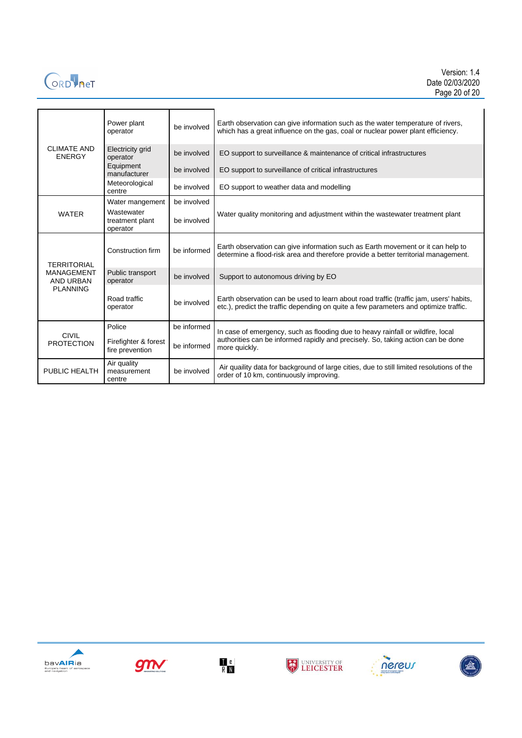| | | | |
|---|---|---|---|
| CLIMATE AND ENERGY | Power plant operator | be involved | Earth observation can give information such as the water temperature of rivers, which has a great influence on the gas, coal or nuclear power plant efficiency. |
| | Electricity grid operator | be involved | EO support to surveillance & maintenance of critical infrastructures |
| | Equipment manufacturer | be involved | EO support to surveillance of critical infrastructures |
| | Meteorological centre | be involved | EO support to weather data and modelling |
| WATER | Water mangement | be involved | Water quality monitoring and adjustment within the wastewater treatment plant |
| | Wastewater treatment plant operator | be involved | |
| TERRITORIAL MANAGEMENT AND URBAN PLANNING | Construction firm | be informed | Earth observation can give information such as Earth movement or it can help to determine a flood-risk area and therefore provide a better territorial management. |
| | Public transport operator | be involved | Support to autonomous driving by EO |
| | Road traffic operator | be involved | Earth observation can be used to learn about road traffic (traffic jam, users' habits, etc.), predict the traffic depending on quite a few parameters and optimize traffic. |
| CIVIL PROTECTION | Police | be informed | In case of emergency, such as flooding due to heavy rainfall or wildfire, local authorities can be informed rapidly and precisely. So, taking action can be done more quickly. |
| | Firefighter & forest fire prevention | be informed | |
| PUBLIC HEALTH | Air quality measurement centre | be involved | Air quaility data for background of large cities, due to still limited resolutions of the order of 10 km, continuously improving. |